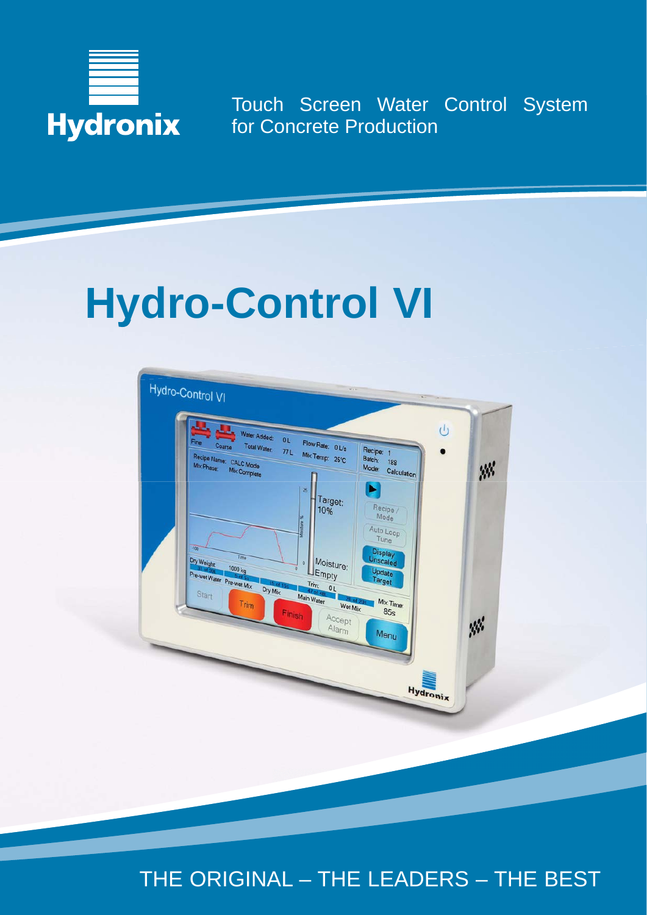Hydronix

Touch Screen Water Control System for Concrete Production

# Hydro-Control VI

THE ORIGINAL – THE LEADERS – THE BEST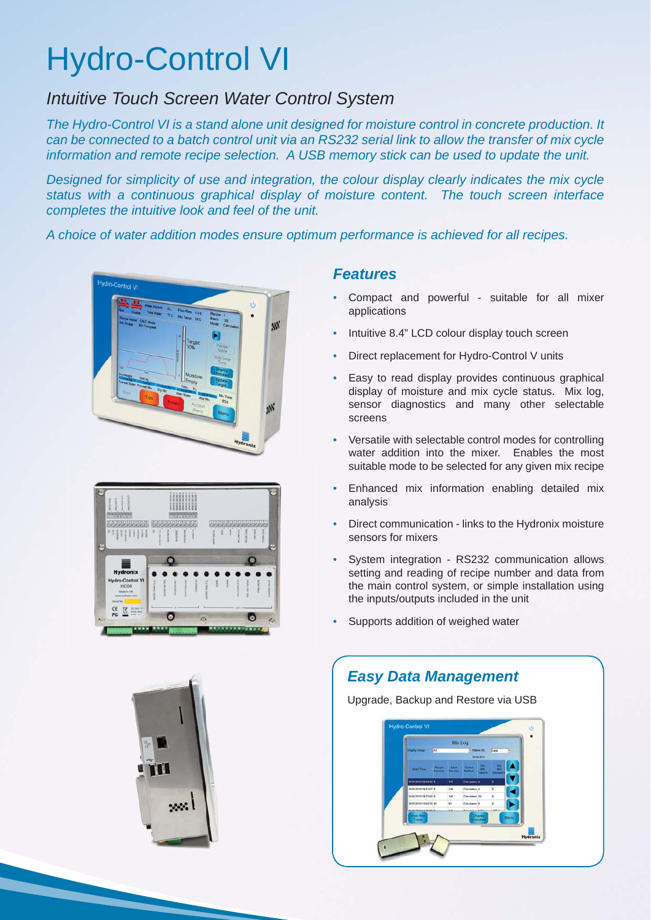# Hydro-Control VI

## *Intuitive Touch Screen Water Control System*

*The Hydro-Control VI is a stand alone unit designed for moisture control in concrete production. It can be connected to a batch control unit via an RS232 serial link to allow the transfer of mix cycle information and remote recipe selection. A USB memory stick can be used to update the unit.*

*Designed for simplicity of use and integration, the colour display clearly indicates the mix cycle status with a continuous graphical display of moisture content. The touch screen interface completes the intuitive look and feel of the unit.*

*A choice of water addition modes ensure optimum performance is achieved for all recipes.*

### *Features*

- Compact and powerful - suitable for all mixer applications
- Intuitive 8.4" LCD colour display touch screen
- Direct replacement for Hydro-Control V units
- Easy to read display provides continuous graphical display of moisture and mix cycle status. Mix log, sensor diagnostics and many other selectable screens
- Versatile with selectable control modes for controlling water addition into the mixer. Enables the most suitable mode to be selected for any given mix recipe
- Enhanced mix information enabling detailed mix analysis
- Direct communication - links to the Hydronix moisture sensors for mixers
- System integration - RS232 communication allows setting and reading of recipe number and data from the main control system, or simple installation using the inputs/outputs included in the unit
- Supports addition of weighed water

### *Easy Data Management*

Upgrade, Backup and Restore via USB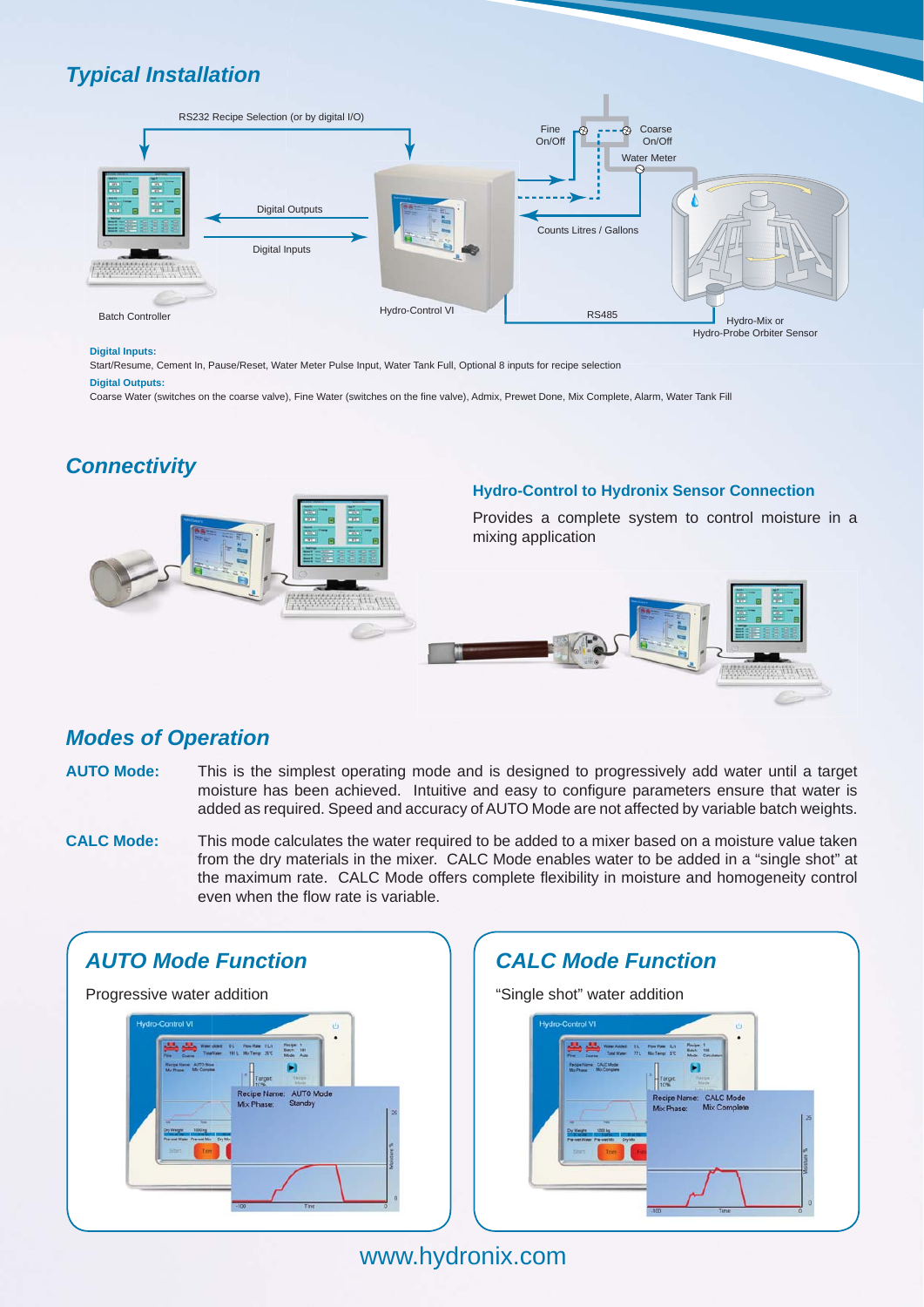## Typical Installation

RS232 Recipe Selection (or by digital I/O)

Fine On/Off

Coarse On/Off

Water Meter

Digital Outputs

Digital Inputs

Counts Litres / Gallons

Batch Controller

Hydro-Control VI

RS485

Hydro-Mix or Hydro-Probe Orbiter Sensor

**Digital Inputs:**
Start/Resume, Cement In, Pause/Reset, Water Meter Pulse Input, Water Tank Full, Optional 8 inputs for recipe selection

**Digital Outputs:**
Coarse Water (switches on the coarse valve), Fine Water (switches on the fine valve), Admix, Prewet Done, Mix Complete, Alarm, Water Tank Fill

## Connectivity

### Hydro-Control to Hydronix Sensor Connection

Provides a complete system to control moisture in a mixing application

## Modes of Operation

**AUTO Mode:** This is the simplest operating mode and is designed to progressively add water until a target moisture has been achieved. Intuitive and easy to configure parameters ensure that water is added as required. Speed and accuracy of AUTO Mode are not affected by variable batch weights.

**CALC Mode:** This mode calculates the water required to be added to a mixer based on a moisture value taken from the dry materials in the mixer. CALC Mode enables water to be added in a "single shot" at the maximum rate. CALC Mode offers complete flexibility in moisture and homogeneity control even when the flow rate is variable.

### AUTO Mode Function

Progressive water addition

### CALC Mode Function

"Single shot" water addition

www.hydronix.com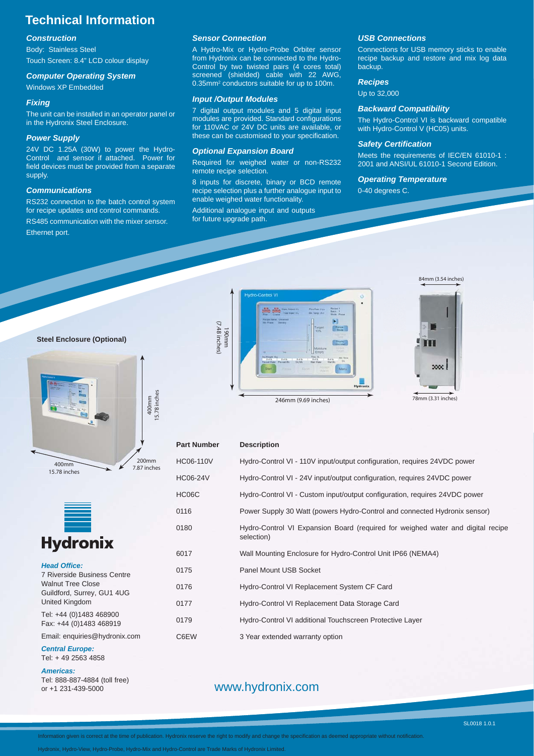# Technical Information

### Construction

Body: Stainless Steel

Touch Screen: 8.4" LCD colour display

### Computer Operating System

Windows XP Embedded

### Fixing

The unit can be installed in an operator panel or in the Hydronix Steel Enclosure.

### Power Supply

24V DC 1.25A (30W) to power the Hydro-Control and sensor if attached. Power for field devices must be provided from a separate supply.

### Communications

RS232 connection to the batch control system for recipe updates and control commands.

RS485 communication with the mixer sensor.

Ethernet port.

### Sensor Connection

A Hydro-Mix or Hydro-Probe Orbiter sensor from Hydronix can be connected to the Hydro-Control by two twisted pairs (4 cores total) screened (shielded) cable with 22 AWG, 0.35mm² conductors suitable for up to 100m.

### Input /Output Modules

7 digital output modules and 5 digital input modules are provided. Standard configurations for 110VAC or 24V DC units are available, or these can be customised to your specification.

### Optional Expansion Board

Required for weighed water or non-RS232 remote recipe selection.

8 inputs for discrete, binary or BCD remote recipe selection plus a further analogue input to enable weighed water functionality.

Additional analogue input and outputs for future upgrade path.

### USB Connections

Connections for USB memory sticks to enable recipe backup and restore and mix log data backup.

### Recipes

Up to 32,000

### Backward Compatibility

The Hydro-Control VI is backward compatible with Hydro-Control V (HC05) units.

### Safety Certification

Meets the requirements of IEC/EN 61010-1 : 2001 and ANSI/UL 61010-1 Second Edition.

### Operating Temperature

0-40 degrees C.

**Steel Enclosure (Optional)**

400mm 15.78 inches

400mm 15.78 inches

200mm 7.87 inches

190mm (7.48 inches)

246mm (9.69 inches)

84mm (3.54 inches)

78mm (3.31 inches)

| Part Number | Description |
|---|---|
| HC06-110V | Hydro-Control VI - 110V input/output configuration, requires 24VDC power |
| HC06-24V | Hydro-Control VI - 24V input/output configuration, requires 24VDC power |
| HC06C | Hydro-Control VI - Custom input/output configuration, requires 24VDC power |
| 0116 | Power Supply 30 Watt (powers Hydro-Control and connected Hydronix sensor) |
| 0180 | Hydro-Control VI Expansion Board (required for weighed water and digital recipe selection) |
| 6017 | Wall Mounting Enclosure for Hydro-Control Unit IP66 (NEMA4) |
| 0175 | Panel Mount USB Socket |
| 0176 | Hydro-Control VI Replacement System CF Card |
| 0177 | Hydro-Control VI Replacement Data Storage Card |
| 0179 | Hydro-Control VI additional Touchscreen Protective Layer |
| C6EW | 3 Year extended warranty option |

**Hydronix**

***Head Office:***
7 Riverside Business Centre
Walnut Tree Close
Guildford, Surrey, GU1 4UG
United Kingdom

Tel: +44 (0)1483 468900
Fax: +44 (0)1483 468919

Email: enquiries@hydronix.com

***Central Europe:***
Tel: + 49 2563 4858

***Americas:***
Tel: 888-887-4884 (toll free)
or +1 231-439-5000

www.hydronix.com

SL0018 1.0.1

Information given is correct at the time of publication. Hydronix reserve the right to modify and change the specification as deemed appropriate without notification.

Hydronix, Hydro-View, Hydro-Probe, Hydro-Mix and Hydro-Control are Trade Marks of Hydronix Limited.